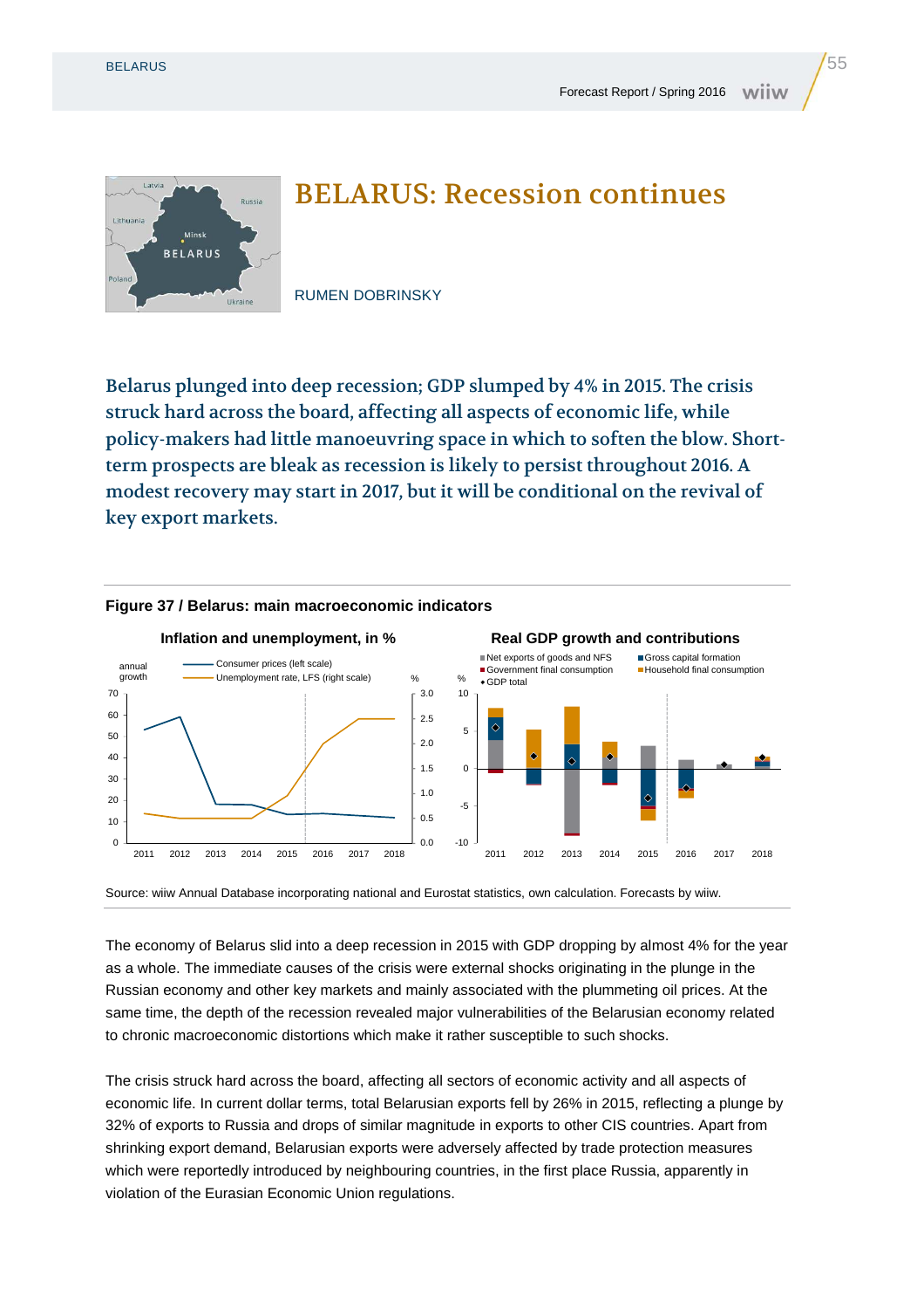# BELARUS: Recession continues

RUMEN DOBRINSKY

**Belarus plunged into deep recession; GDP slumped by 4% in 2015. The crisis struck hard across the board, affecting all aspects of economic life, while policy-makers had little manoeuvring space in which to soften the blow. Short-term prospects are bleak as recession is likely to persist throughout 2016. A modest recovery may start in 2017, but it will be conditional on the revival of key export markets.**

**Figure 37 / Belarus: main macroeconomic indicators**

Source: wiiw Annual Database incorporating national and Eurostat statistics, own calculation. Forecasts by wiiw.

The economy of Belarus slid into a deep recession in 2015 with GDP dropping by almost 4% for the year as a whole. The immediate causes of the crisis were external shocks originating in the plunge in the Russian economy and other key markets and mainly associated with the plummeting oil prices. At the same time, the depth of the recession revealed major vulnerabilities of the Belarusian economy related to chronic macroeconomic distortions which make it rather susceptible to such shocks.

The crisis struck hard across the board, affecting all sectors of economic activity and all aspects of economic life. In current dollar terms, total Belarusian exports fell by 26% in 2015, reflecting a plunge by 32% of exports to Russia and drops of similar magnitude in exports to other CIS countries. Apart from shrinking export demand, Belarusian exports were adversely affected by trade protection measures which were reportedly introduced by neighbouring countries, in the first place Russia, apparently in violation of the Eurasian Economic Union regulations.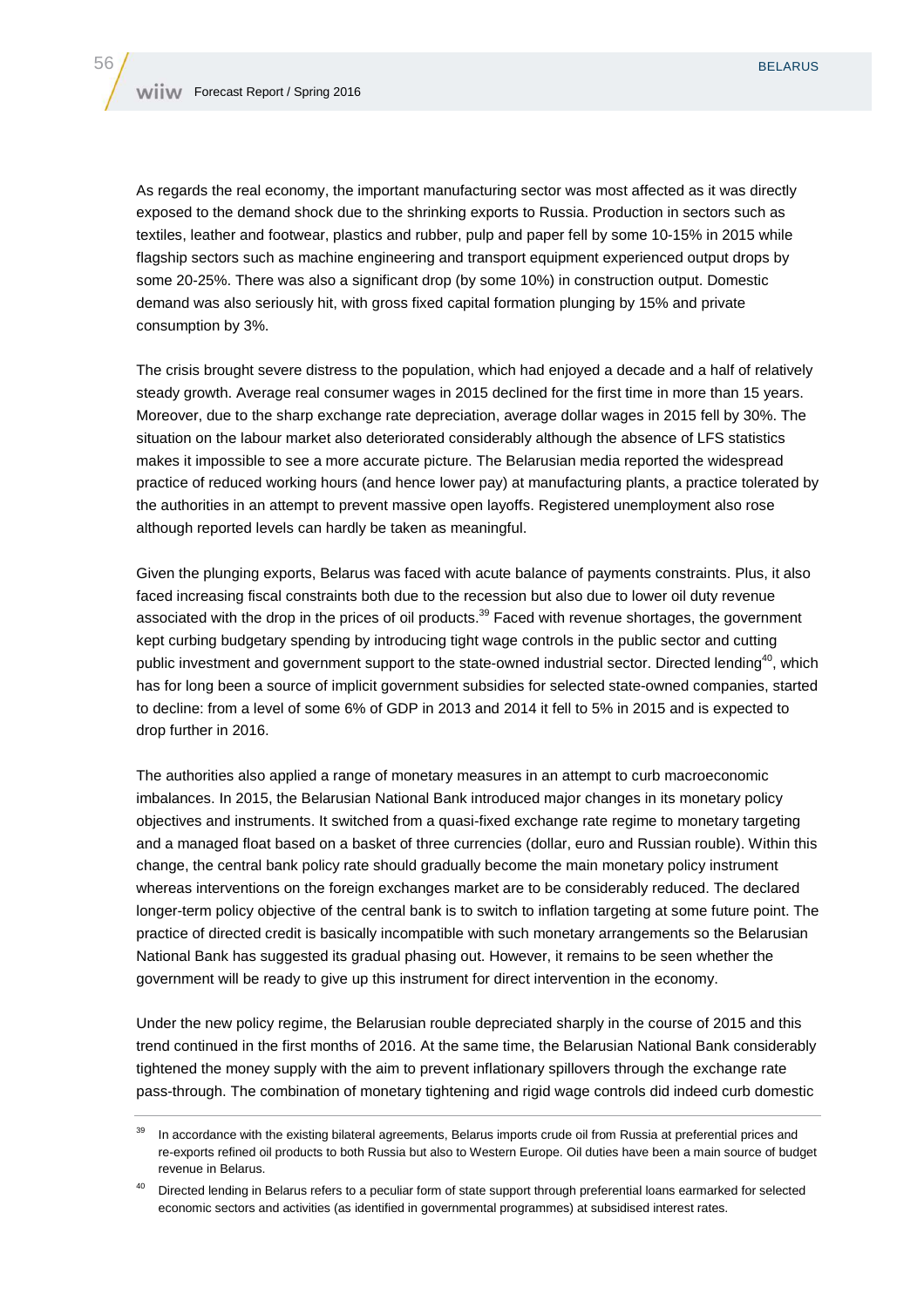As regards the real economy, the important manufacturing sector was most affected as it was directly exposed to the demand shock due to the shrinking exports to Russia. Production in sectors such as textiles, leather and footwear, plastics and rubber, pulp and paper fell by some 10-15% in 2015 while flagship sectors such as machine engineering and transport equipment experienced output drops by some 20-25%. There was also a significant drop (by some 10%) in construction output. Domestic demand was also seriously hit, with gross fixed capital formation plunging by 15% and private consumption by 3%.

The crisis brought severe distress to the population, which had enjoyed a decade and a half of relatively steady growth. Average real consumer wages in 2015 declined for the first time in more than 15 years. Moreover, due to the sharp exchange rate depreciation, average dollar wages in 2015 fell by 30%. The situation on the labour market also deteriorated considerably although the absence of LFS statistics makes it impossible to see a more accurate picture. The Belarusian media reported the widespread practice of reduced working hours (and hence lower pay) at manufacturing plants, a practice tolerated by the authorities in an attempt to prevent massive open layoffs. Registered unemployment also rose although reported levels can hardly be taken as meaningful.

Given the plunging exports, Belarus was faced with acute balance of payments constraints. Plus, it also faced increasing fiscal constraints both due to the recession but also due to lower oil duty revenue associated with the drop in the prices of oil products.[39] Faced with revenue shortages, the government kept curbing budgetary spending by introducing tight wage controls in the public sector and cutting public investment and government support to the state-owned industrial sector. Directed lending[40], which has for long been a source of implicit government subsidies for selected state-owned companies, started to decline: from a level of some 6% of GDP in 2013 and 2014 it fell to 5% in 2015 and is expected to drop further in 2016.

The authorities also applied a range of monetary measures in an attempt to curb macroeconomic imbalances. In 2015, the Belarusian National Bank introduced major changes in its monetary policy objectives and instruments. It switched from a quasi-fixed exchange rate regime to monetary targeting and a managed float based on a basket of three currencies (dollar, euro and Russian rouble). Within this change, the central bank policy rate should gradually become the main monetary policy instrument whereas interventions on the foreign exchanges market are to be considerably reduced. The declared longer-term policy objective of the central bank is to switch to inflation targeting at some future point. The practice of directed credit is basically incompatible with such monetary arrangements so the Belarusian National Bank has suggested its gradual phasing out. However, it remains to be seen whether the government will be ready to give up this instrument for direct intervention in the economy.

Under the new policy regime, the Belarusian rouble depreciated sharply in the course of 2015 and this trend continued in the first months of 2016. At the same time, the Belarusian National Bank considerably tightened the money supply with the aim to prevent inflationary spillovers through the exchange rate pass-through. The combination of monetary tightening and rigid wage controls did indeed curb domestic

---

[39] In accordance with the existing bilateral agreements, Belarus imports crude oil from Russia at preferential prices and re-exports refined oil products to both Russia but also to Western Europe. Oil duties have been a main source of budget revenue in Belarus.

[40] Directed lending in Belarus refers to a peculiar form of state support through preferential loans earmarked for selected economic sectors and activities (as identified in governmental programmes) at subsidised interest rates.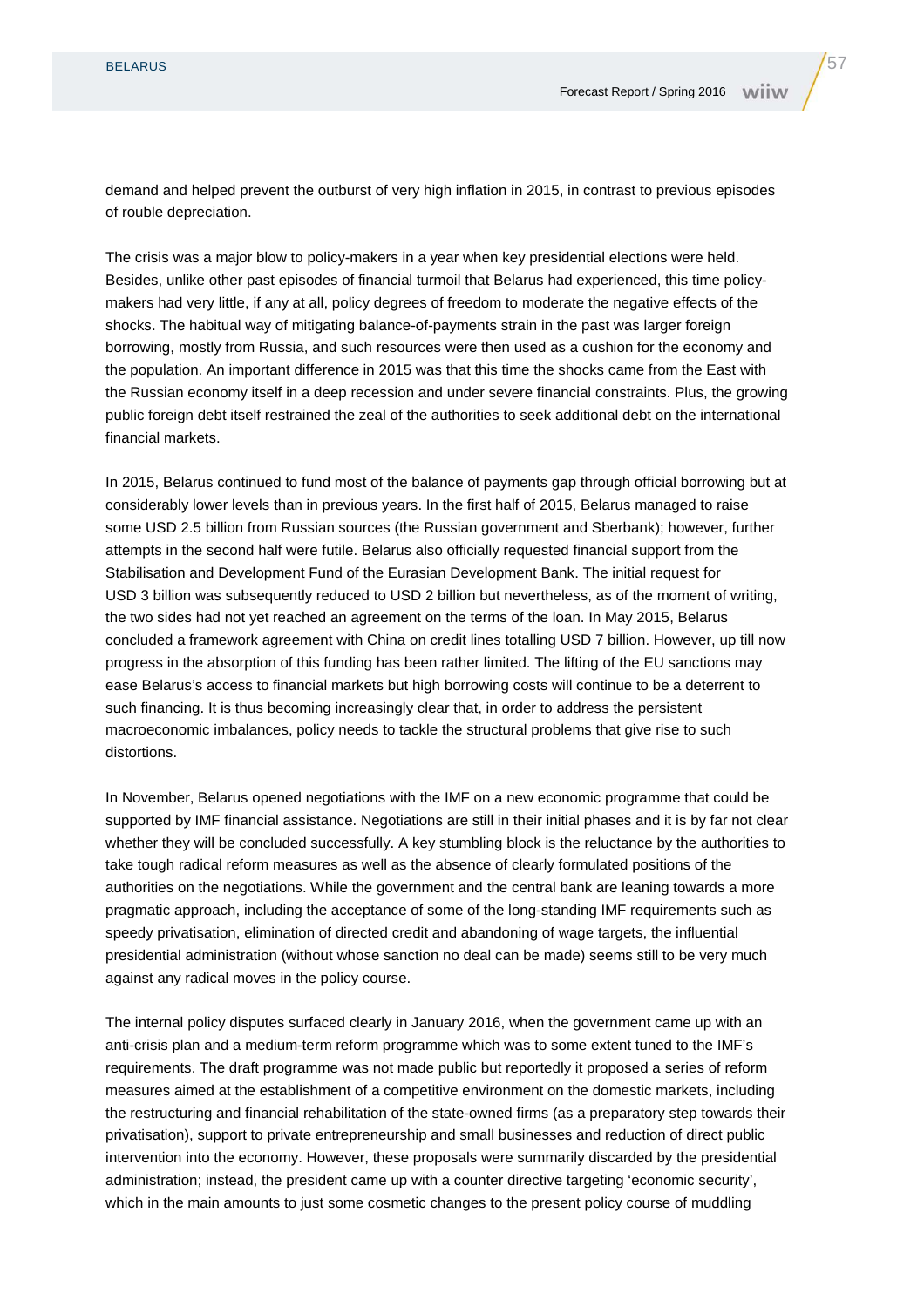demand and helped prevent the outburst of very high inflation in 2015, in contrast to previous episodes of rouble depreciation.

The crisis was a major blow to policy-makers in a year when key presidential elections were held. Besides, unlike other past episodes of financial turmoil that Belarus had experienced, this time policy-makers had very little, if any at all, policy degrees of freedom to moderate the negative effects of the shocks. The habitual way of mitigating balance-of-payments strain in the past was larger foreign borrowing, mostly from Russia, and such resources were then used as a cushion for the economy and the population. An important difference in 2015 was that this time the shocks came from the East with the Russian economy itself in a deep recession and under severe financial constraints. Plus, the growing public foreign debt itself restrained the zeal of the authorities to seek additional debt on the international financial markets.

In 2015, Belarus continued to fund most of the balance of payments gap through official borrowing but at considerably lower levels than in previous years. In the first half of 2015, Belarus managed to raise some USD 2.5 billion from Russian sources (the Russian government and Sberbank); however, further attempts in the second half were futile. Belarus also officially requested financial support from the Stabilisation and Development Fund of the Eurasian Development Bank. The initial request for USD 3 billion was subsequently reduced to USD 2 billion but nevertheless, as of the moment of writing, the two sides had not yet reached an agreement on the terms of the loan. In May 2015, Belarus concluded a framework agreement with China on credit lines totalling USD 7 billion. However, up till now progress in the absorption of this funding has been rather limited. The lifting of the EU sanctions may ease Belarus's access to financial markets but high borrowing costs will continue to be a deterrent to such financing. It is thus becoming increasingly clear that, in order to address the persistent macroeconomic imbalances, policy needs to tackle the structural problems that give rise to such distortions.

In November, Belarus opened negotiations with the IMF on a new economic programme that could be supported by IMF financial assistance. Negotiations are still in their initial phases and it is by far not clear whether they will be concluded successfully. A key stumbling block is the reluctance by the authorities to take tough radical reform measures as well as the absence of clearly formulated positions of the authorities on the negotiations. While the government and the central bank are leaning towards a more pragmatic approach, including the acceptance of some of the long-standing IMF requirements such as speedy privatisation, elimination of directed credit and abandoning of wage targets, the influential presidential administration (without whose sanction no deal can be made) seems still to be very much against any radical moves in the policy course.

The internal policy disputes surfaced clearly in January 2016, when the government came up with an anti-crisis plan and a medium-term reform programme which was to some extent tuned to the IMF's requirements. The draft programme was not made public but reportedly it proposed a series of reform measures aimed at the establishment of a competitive environment on the domestic markets, including the restructuring and financial rehabilitation of the state-owned firms (as a preparatory step towards their privatisation), support to private entrepreneurship and small businesses and reduction of direct public intervention into the economy. However, these proposals were summarily discarded by the presidential administration; instead, the president came up with a counter directive targeting 'economic security', which in the main amounts to just some cosmetic changes to the present policy course of muddling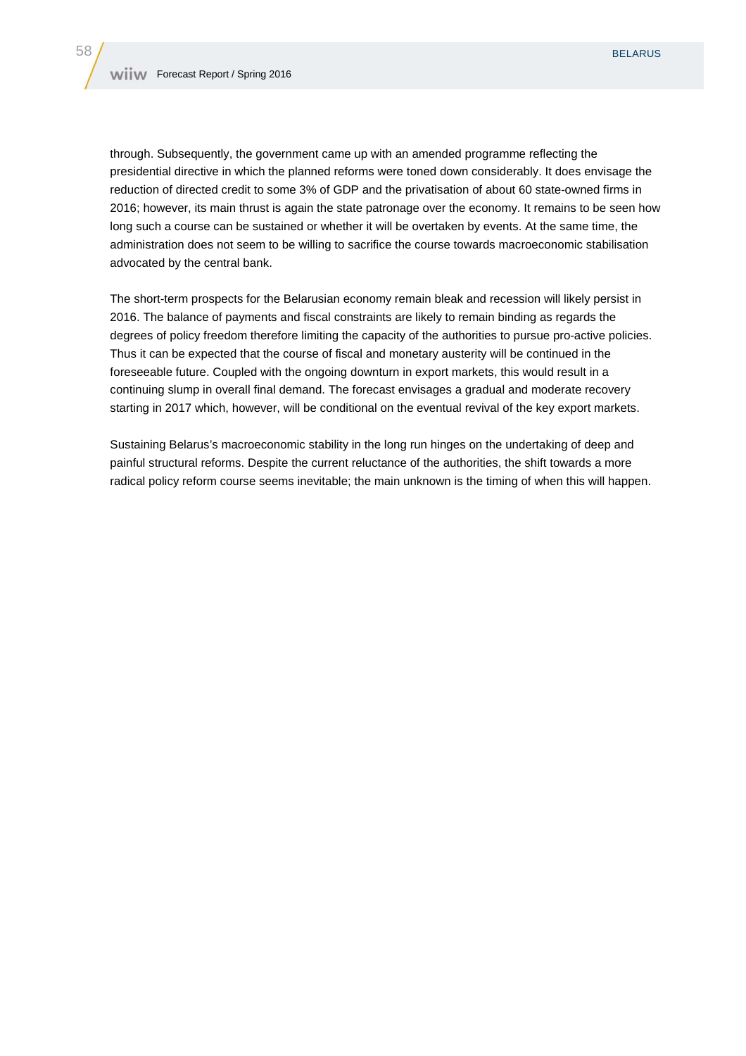through. Subsequently, the government came up with an amended programme reflecting the presidential directive in which the planned reforms were toned down considerably. It does envisage the reduction of directed credit to some 3% of GDP and the privatisation of about 60 state-owned firms in 2016; however, its main thrust is again the state patronage over the economy. It remains to be seen how long such a course can be sustained or whether it will be overtaken by events. At the same time, the administration does not seem to be willing to sacrifice the course towards macroeconomic stabilisation advocated by the central bank.

The short-term prospects for the Belarusian economy remain bleak and recession will likely persist in 2016. The balance of payments and fiscal constraints are likely to remain binding as regards the degrees of policy freedom therefore limiting the capacity of the authorities to pursue pro-active policies. Thus it can be expected that the course of fiscal and monetary austerity will be continued in the foreseeable future. Coupled with the ongoing downturn in export markets, this would result in a continuing slump in overall final demand. The forecast envisages a gradual and moderate recovery starting in 2017 which, however, will be conditional on the eventual revival of the key export markets.

Sustaining Belarus's macroeconomic stability in the long run hinges on the undertaking of deep and painful structural reforms. Despite the current reluctance of the authorities, the shift towards a more radical policy reform course seems inevitable; the main unknown is the timing of when this will happen.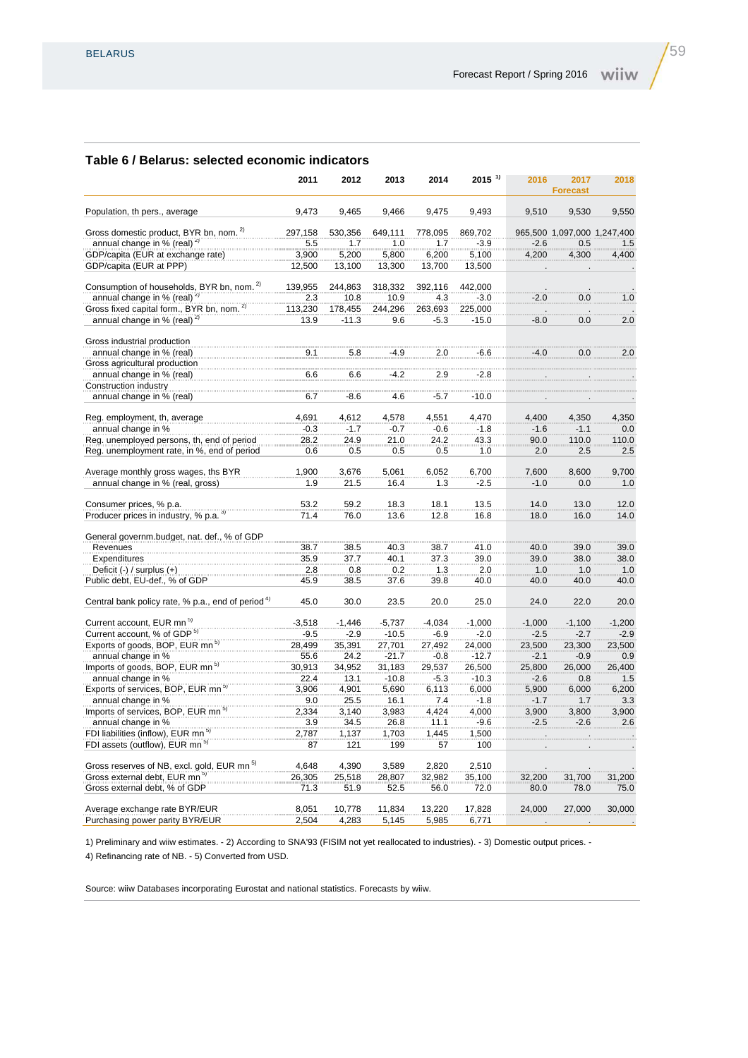## Table 6 / Belarus: selected economic indicators

| | 2011 | 2012 | 2013 | 2014 | 2015 [1] | 2016 | 2017 Forecast | 2018 |
|---|---|---|---|---|---|---|---|---|
| Population, th pers., average | 9,473 | 9,465 | 9,466 | 9,475 | 9,493 | 9,510 | 9,530 | 9,550 |
| Gross domestic product, BYR bn, nom. [2] | 297,158 | 530,356 | 649,111 | 778,095 | 869,702 | 965,500 | 1,097,000 | 1,247,400 |
| annual change in % (real) [2] | 5.5 | 1.7 | 1.0 | 1.7 | -3.9 | -2.6 | 0.5 | 1.5 |
| GDP/capita (EUR at exchange rate) | 3,900 | 5,200 | 5,800 | 6,200 | 5,100 | 4,200 | 4,300 | 4,400 |
| GDP/capita (EUR at PPP) | 12,500 | 13,100 | 13,300 | 13,700 | 13,500 | . | . | . |
| Consumption of households, BYR bn, nom. [2] | 139,955 | 244,863 | 318,332 | 392,116 | 442,000 | . | . | . |
| annual change in % (real) [2] | 2.3 | 10.8 | 10.9 | 4.3 | -3.0 | -2.0 | 0.0 | 1.0 |
| Gross fixed capital form., BYR bn, nom. [2] | 113,230 | 178,455 | 244,296 | 263,693 | 225,000 | . | . | . |
| annual change in % (real) [2] | 13.9 | -11.3 | 9.6 | -5.3 | -15.0 | -8.0 | 0.0 | 2.0 |
| Gross industrial production | | | | | | | | |
| annual change in % (real) | 9.1 | 5.8 | -4.9 | 2.0 | -6.6 | -4.0 | 0.0 | 2.0 |
| Gross agricultural production | | | | | | | | |
| annual change in % (real) | 6.6 | 6.6 | -4.2 | 2.9 | -2.8 | . | . | . |
| Construction industry | | | | | | | | |
| annual change in % (real) | 6.7 | -8.6 | 4.6 | -5.7 | -10.0 | . | . | . |
| Reg. employment, th, average | 4,691 | 4,612 | 4,578 | 4,551 | 4,470 | 4,400 | 4,350 | 4,350 |
| annual change in % | -0.3 | -1.7 | -0.7 | -0.6 | -1.8 | -1.6 | -1.1 | 0.0 |
| Reg. unemployed persons, th, end of period | 28.2 | 24.9 | 21.0 | 24.2 | 43.3 | 90.0 | 110.0 | 110.0 |
| Reg. unemployment rate, in %, end of period | 0.6 | 0.5 | 0.5 | 0.5 | 1.0 | 2.0 | 2.5 | 2.5 |
| Average monthly gross wages, ths BYR | 1,900 | 3,676 | 5,061 | 6,052 | 6,700 | 7,600 | 8,600 | 9,700 |
| annual change in % (real, gross) | 1.9 | 21.5 | 16.4 | 1.3 | -2.5 | -1.0 | 0.0 | 1.0 |
| Consumer prices, % p.a. | 53.2 | 59.2 | 18.3 | 18.1 | 13.5 | 14.0 | 13.0 | 12.0 |
| Producer prices in industry, % p.a. [3] | 71.4 | 76.0 | 13.6 | 12.8 | 16.8 | 18.0 | 16.0 | 14.0 |
| General governm.budget, nat. def., % of GDP | | | | | | | | |
| Revenues | 38.7 | 38.5 | 40.3 | 38.7 | 41.0 | 40.0 | 39.0 | 39.0 |
| Expenditures | 35.9 | 37.7 | 40.1 | 37.3 | 39.0 | 39.0 | 38.0 | 38.0 |
| Deficit (-) / surplus (+) | 2.8 | 0.8 | 0.2 | 1.3 | 2.0 | 1.0 | 1.0 | 1.0 |
| Public debt, EU-def., % of GDP | 45.9 | 38.5 | 37.6 | 39.8 | 40.0 | 40.0 | 40.0 | 40.0 |
| Central bank policy rate, % p.a., end of period [4] | 45.0 | 30.0 | 23.5 | 20.0 | 25.0 | 24.0 | 22.0 | 20.0 |
| Current account, EUR mn [5] | -3,518 | -1,446 | -5,737 | -4,034 | -1,000 | -1,000 | -1,100 | -1,200 |
| Current account, % of GDP [5] | -9.5 | -2.9 | -10.5 | -6.9 | -2.0 | -2.5 | -2.7 | -2.9 |
| Exports of goods, BOP, EUR mn [5] | 28,499 | 35,391 | 27,701 | 27,492 | 24,000 | 23,500 | 23,300 | 23,500 |
| annual change in % | 55.6 | 24.2 | -21.7 | -0.8 | -12.7 | -2.1 | -0.9 | 0.9 |
| Imports of goods, BOP, EUR mn [5] | 30,913 | 34,952 | 31,183 | 29,537 | 26,500 | 25,800 | 26,000 | 26,400 |
| annual change in % | 22.4 | 13.1 | -10.8 | -5.3 | -10.3 | -2.6 | 0.8 | 1.5 |
| Exports of services, BOP, EUR mn [5] | 3,906 | 4,901 | 5,690 | 6,113 | 6,000 | 5,900 | 6,000 | 6,200 |
| annual change in % | 9.0 | 25.5 | 16.1 | 7.4 | -1.8 | -1.7 | 1.7 | 3.3 |
| Imports of services, BOP, EUR mn [5] | 2,334 | 3,140 | 3,983 | 4,424 | 4,000 | 3,900 | 3,800 | 3,900 |
| annual change in % | 3.9 | 34.5 | 26.8 | 11.1 | -9.6 | -2.5 | -2.6 | 2.6 |
| FDI liabilities (inflow), EUR mn [5] | 2,787 | 1,137 | 1,703 | 1,445 | 1,500 | . | . | . |
| FDI assets (outflow), EUR mn [5] | 87 | 121 | 199 | 57 | 100 | . | . | . |
| Gross reserves of NB, excl. gold, EUR mn [5] | 4,648 | 4,390 | 3,589 | 2,820 | 2,510 | . | . | . |
| Gross external debt, EUR mn [5] | 26,305 | 25,518 | 28,807 | 32,982 | 35,100 | 32,200 | 31,700 | 31,200 |
| Gross external debt, % of GDP | 71.3 | 51.9 | 52.5 | 56.0 | 72.0 | 80.0 | 78.0 | 75.0 |
| Average exchange rate BYR/EUR | 8,051 | 10,778 | 11,834 | 13,220 | 17,828 | 24,000 | 27,000 | 30,000 |
| Purchasing power parity BYR/EUR | 2,504 | 4,283 | 5,145 | 5,985 | 6,771 | . | . | . |

1) Preliminary and wiiw estimates. - 2) According to SNA'93 (FISIM not yet reallocated to industries). - 3) Domestic output prices. - 4) Refinancing rate of NB. - 5) Converted from USD.

Source: wiiw Databases incorporating Eurostat and national statistics. Forecasts by wiiw.